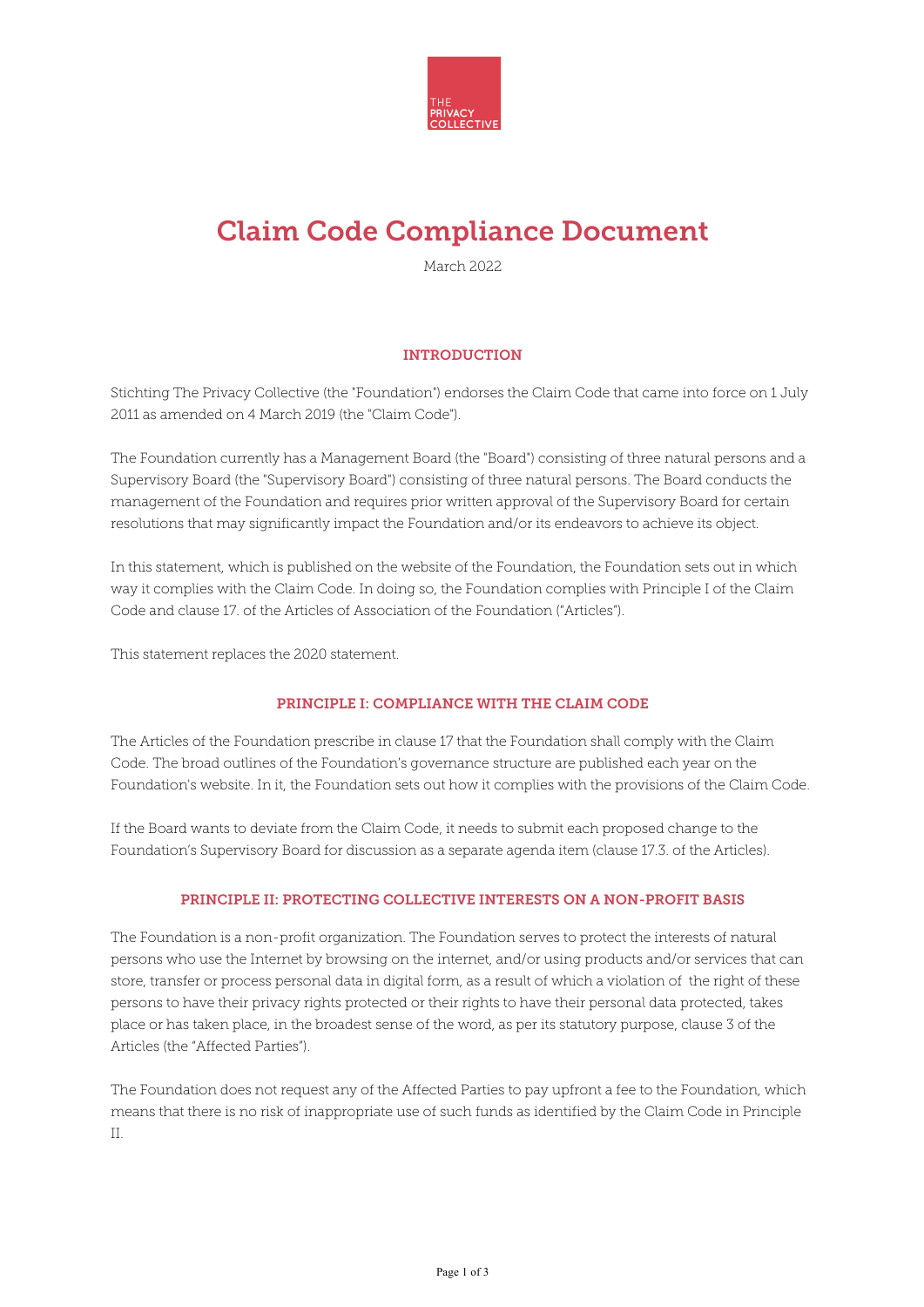THE PRIVACY COLLECTIVE

# Claim Code Compliance Document

March 2022

## INTRODUCTION

Stichting The Privacy Collective (the "Foundation") endorses the Claim Code that came into force on 1 July 2011 as amended on 4 March 2019 (the "Claim Code").

The Foundation currently has a Management Board (the "Board") consisting of three natural persons and a Supervisory Board (the "Supervisory Board") consisting of three natural persons. The Board conducts the management of the Foundation and requires prior written approval of the Supervisory Board for certain resolutions that may significantly impact the Foundation and/or its endeavors to achieve its object.

In this statement, which is published on the website of the Foundation, the Foundation sets out in which way it complies with the Claim Code. In doing so, the Foundation complies with Principle I of the Claim Code and clause 17. of the Articles of Association of the Foundation ("Articles").

This statement replaces the 2020 statement.

## PRINCIPLE I: COMPLIANCE WITH THE CLAIM CODE

The Articles of the Foundation prescribe in clause 17 that the Foundation shall comply with the Claim Code. The broad outlines of the Foundation's governance structure are published each year on the Foundation's website. In it, the Foundation sets out how it complies with the provisions of the Claim Code.

If the Board wants to deviate from the Claim Code, it needs to submit each proposed change to the Foundation's Supervisory Board for discussion as a separate agenda item (clause 17.3. of the Articles).

## PRINCIPLE II: PROTECTING COLLECTIVE INTERESTS ON A NON-PROFIT BASIS

The Foundation is a non-profit organization. The Foundation serves to protect the interests of natural persons who use the Internet by browsing on the internet, and/or using products and/or services that can store, transfer or process personal data in digital form, as a result of which a violation of the right of these persons to have their privacy rights protected or their rights to have their personal data protected, takes place or has taken place, in the broadest sense of the word, as per its statutory purpose, clause 3 of the Articles (the "Affected Parties").

The Foundation does not request any of the Affected Parties to pay upfront a fee to the Foundation, which means that there is no risk of inappropriate use of such funds as identified by the Claim Code in Principle II.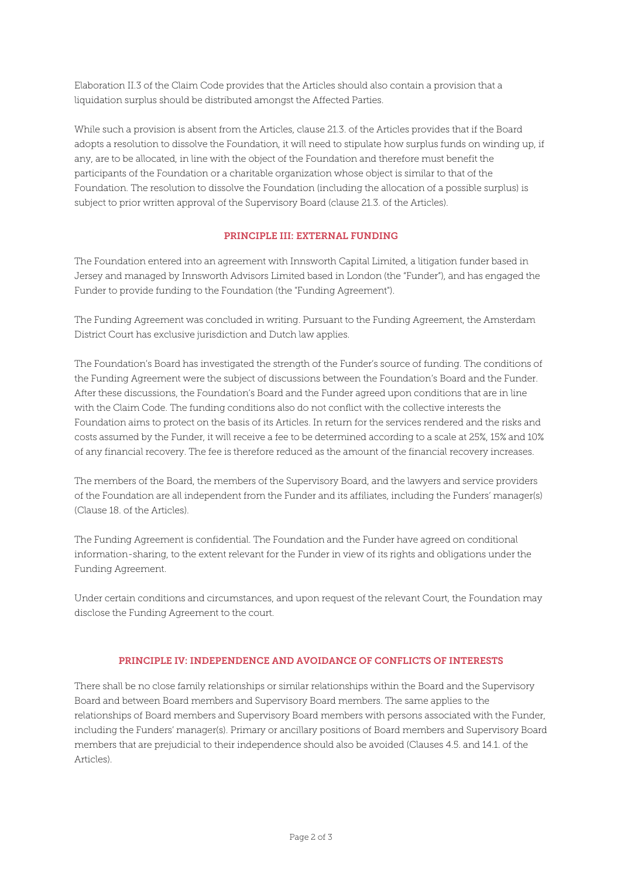Elaboration II.3 of the Claim Code provides that the Articles should also contain a provision that a liquidation surplus should be distributed amongst the Affected Parties.

While such a provision is absent from the Articles, clause 21.3. of the Articles provides that if the Board adopts a resolution to dissolve the Foundation, it will need to stipulate how surplus funds on winding up, if any, are to be allocated, in line with the object of the Foundation and therefore must benefit the participants of the Foundation or a charitable organization whose object is similar to that of the Foundation. The resolution to dissolve the Foundation (including the allocation of a possible surplus) is subject to prior written approval of the Supervisory Board (clause 21.3. of the Articles).

## PRINCIPLE III: EXTERNAL FUNDING

The Foundation entered into an agreement with Innsworth Capital Limited, a litigation funder based in Jersey and managed by Innsworth Advisors Limited based in London (the "Funder"), and has engaged the Funder to provide funding to the Foundation (the "Funding Agreement").

The Funding Agreement was concluded in writing. Pursuant to the Funding Agreement, the Amsterdam District Court has exclusive jurisdiction and Dutch law applies.

The Foundation's Board has investigated the strength of the Funder's source of funding. The conditions of the Funding Agreement were the subject of discussions between the Foundation's Board and the Funder. After these discussions, the Foundation's Board and the Funder agreed upon conditions that are in line with the Claim Code. The funding conditions also do not conflict with the collective interests the Foundation aims to protect on the basis of its Articles. In return for the services rendered and the risks and costs assumed by the Funder, it will receive a fee to be determined according to a scale at 25%, 15% and 10% of any financial recovery. The fee is therefore reduced as the amount of the financial recovery increases.

The members of the Board, the members of the Supervisory Board, and the lawyers and service providers of the Foundation are all independent from the Funder and its affiliates, including the Funders' manager(s) (Clause 18. of the Articles).

The Funding Agreement is confidential. The Foundation and the Funder have agreed on conditional information-sharing, to the extent relevant for the Funder in view of its rights and obligations under the Funding Agreement.

Under certain conditions and circumstances, and upon request of the relevant Court, the Foundation may disclose the Funding Agreement to the court.

## PRINCIPLE IV: INDEPENDENCE AND AVOIDANCE OF CONFLICTS OF INTERESTS

There shall be no close family relationships or similar relationships within the Board and the Supervisory Board and between Board members and Supervisory Board members. The same applies to the relationships of Board members and Supervisory Board members with persons associated with the Funder, including the Funders' manager(s). Primary or ancillary positions of Board members and Supervisory Board members that are prejudicial to their independence should also be avoided (Clauses 4.5. and 14.1. of the Articles).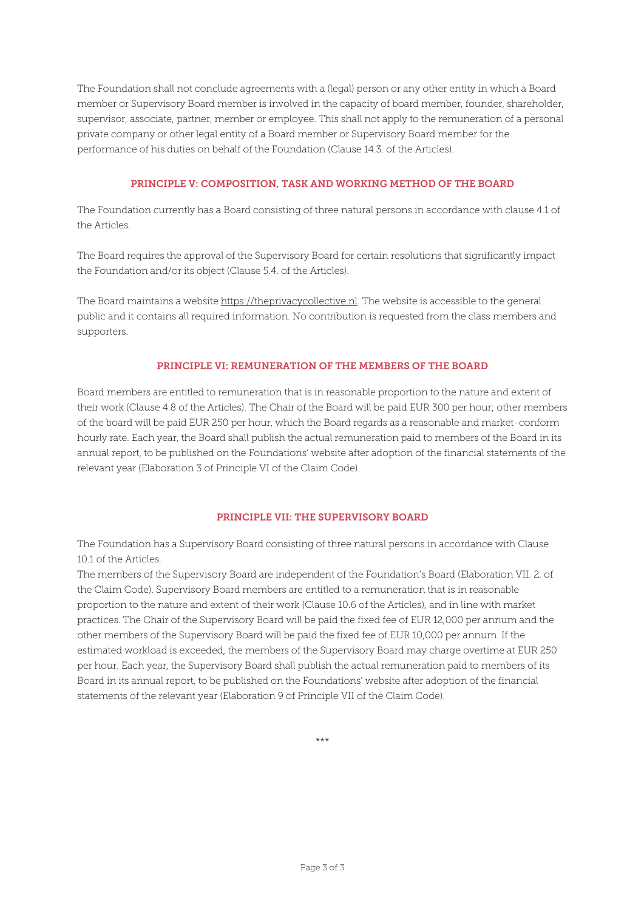The Foundation shall not conclude agreements with a (legal) person or any other entity in which a Board member or Supervisory Board member is involved in the capacity of board member, founder, shareholder, supervisor, associate, partner, member or employee. This shall not apply to the remuneration of a personal private company or other legal entity of a Board member or Supervisory Board member for the performance of his duties on behalf of the Foundation (Clause 14.3. of the Articles).

## PRINCIPLE V: COMPOSITION, TASK AND WORKING METHOD OF THE BOARD

The Foundation currently has a Board consisting of three natural persons in accordance with clause 4.1 of the Articles.

The Board requires the approval of the Supervisory Board for certain resolutions that significantly impact the Foundation and/or its object (Clause 5.4. of the Articles).

The Board maintains a website https://theprivacycollective.nl. The website is accessible to the general public and it contains all required information. No contribution is requested from the class members and supporters.

## PRINCIPLE VI: REMUNERATION OF THE MEMBERS OF THE BOARD

Board members are entitled to remuneration that is in reasonable proportion to the nature and extent of their work (Clause 4.8 of the Articles). The Chair of the Board will be paid EUR 300 per hour; other members of the board will be paid EUR 250 per hour, which the Board regards as a reasonable and market-conform hourly rate. Each year, the Board shall publish the actual remuneration paid to members of the Board in its annual report, to be published on the Foundations' website after adoption of the financial statements of the relevant year (Elaboration 3 of Principle VI of the Claim Code).

## PRINCIPLE VII: THE SUPERVISORY BOARD

The Foundation has a Supervisory Board consisting of three natural persons in accordance with Clause 10.1 of the Articles.
The members of the Supervisory Board are independent of the Foundation's Board (Elaboration VII. 2. of the Claim Code). Supervisory Board members are entitled to a remuneration that is in reasonable proportion to the nature and extent of their work (Clause 10.6 of the Articles), and in line with market practices. The Chair of the Supervisory Board will be paid the fixed fee of EUR 12,000 per annum and the other members of the Supervisory Board will be paid the fixed fee of EUR 10,000 per annum. If the estimated workload is exceeded, the members of the Supervisory Board may charge overtime at EUR 250 per hour. Each year, the Supervisory Board shall publish the actual remuneration paid to members of its Board in its annual report, to be published on the Foundations' website after adoption of the financial statements of the relevant year (Elaboration 9 of Principle VII of the Claim Code).

***